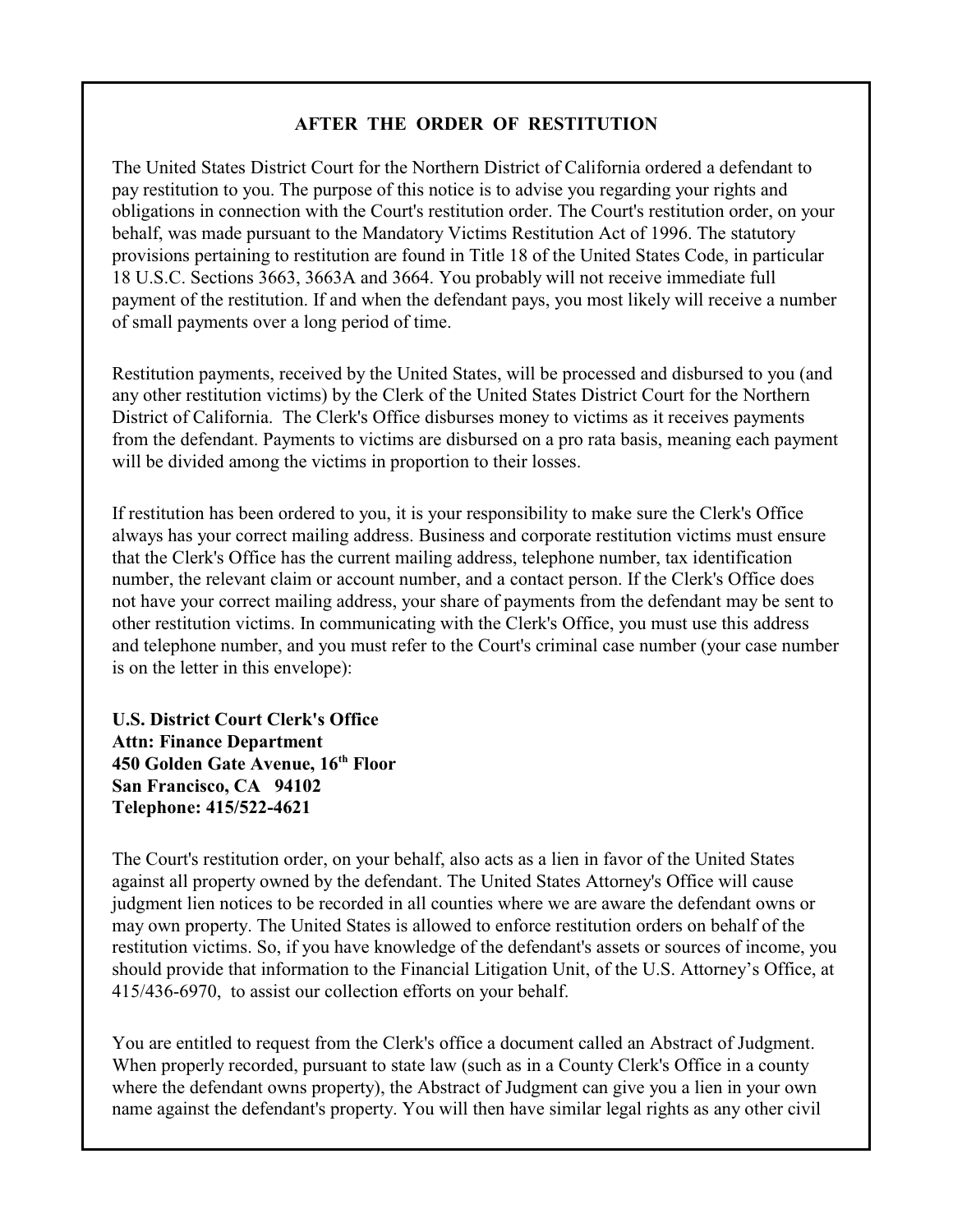# AFTER THE ORDER OF RESTITUTION

The United States District Court for the Northern District of California ordered a defendant to pay restitution to you. The purpose of this notice is to advise you regarding your rights and obligations in connection with the Court's restitution order. The Court's restitution order, on your behalf, was made pursuant to the Mandatory Victims Restitution Act of 1996. The statutory provisions pertaining to restitution are found in Title 18 of the United States Code, in particular 18 U.S.C. Sections 3663, 3663A and 3664. You probably will not receive immediate full payment of the restitution. If and when the defendant pays, you most likely will receive a number of small payments over a long period of time.

Restitution payments, received by the United States, will be processed and disbursed to you (and any other restitution victims) by the Clerk of the United States District Court for the Northern District of California. The Clerk's Office disburses money to victims as it receives payments from the defendant. Payments to victims are disbursed on a pro rata basis, meaning each payment will be divided among the victims in proportion to their losses.

If restitution has been ordered to you, it is your responsibility to make sure the Clerk's Office always has your correct mailing address. Business and corporate restitution victims must ensure that the Clerk's Office has the current mailing address, telephone number, tax identification number, the relevant claim or account number, and a contact person. If the Clerk's Office does not have your correct mailing address, your share of payments from the defendant may be sent to other restitution victims. In communicating with the Clerk's Office, you must use this address and telephone number, and you must refer to the Court's criminal case number (your case number is on the letter in this envelope):

**U.S. District Court Clerk's Office**
**Attn: Finance Department**
**450 Golden Gate Avenue, 16th Floor**
**San Francisco, CA 94102**
**Telephone: 415/522-4621**

The Court's restitution order, on your behalf, also acts as a lien in favor of the United States against all property owned by the defendant. The United States Attorney's Office will cause judgment lien notices to be recorded in all counties where we are aware the defendant owns or may own property. The United States is allowed to enforce restitution orders on behalf of the restitution victims. So, if you have knowledge of the defendant's assets or sources of income, you should provide that information to the Financial Litigation Unit, of the U.S. Attorney's Office, at 415/436-6970, to assist our collection efforts on your behalf.

You are entitled to request from the Clerk's office a document called an Abstract of Judgment. When properly recorded, pursuant to state law (such as in a County Clerk's Office in a county where the defendant owns property), the Abstract of Judgment can give you a lien in your own name against the defendant's property. You will then have similar legal rights as any other civil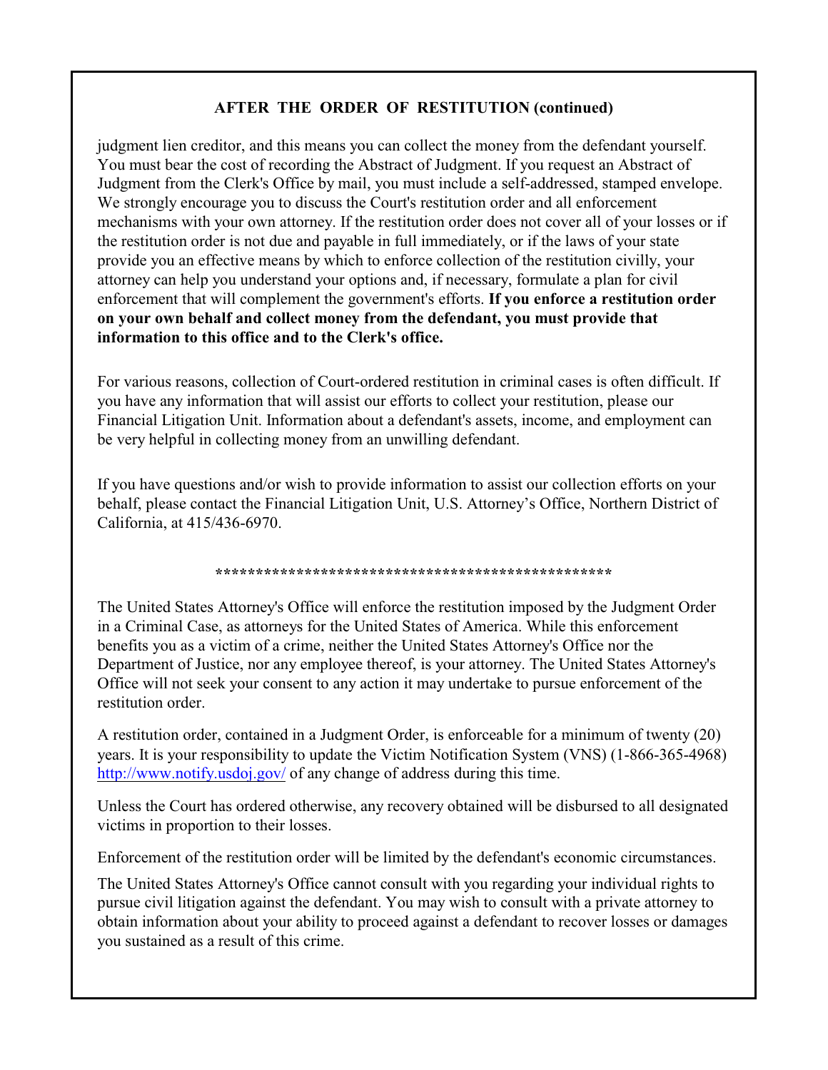## AFTER THE ORDER OF RESTITUTION (continued)

judgment lien creditor, and this means you can collect the money from the defendant yourself. You must bear the cost of recording the Abstract of Judgment. If you request an Abstract of Judgment from the Clerk's Office by mail, you must include a self-addressed, stamped envelope. We strongly encourage you to discuss the Court's restitution order and all enforcement mechanisms with your own attorney. If the restitution order does not cover all of your losses or if the restitution order is not due and payable in full immediately, or if the laws of your state provide you an effective means by which to enforce collection of the restitution civilly, your attorney can help you understand your options and, if necessary, formulate a plan for civil enforcement that will complement the government's efforts. **If you enforce a restitution order on your own behalf and collect money from the defendant, you must provide that information to this office and to the Clerk's office.**

For various reasons, collection of Court-ordered restitution in criminal cases is often difficult. If you have any information that will assist our efforts to collect your restitution, please our Financial Litigation Unit. Information about a defendant's assets, income, and employment can be very helpful in collecting money from an unwilling defendant.

If you have questions and/or wish to provide information to assist our collection efforts on your behalf, please contact the Financial Litigation Unit, U.S. Attorney's Office, Northern District of California, at 415/436-6970.

**************************************************

The United States Attorney's Office will enforce the restitution imposed by the Judgment Order in a Criminal Case, as attorneys for the United States of America. While this enforcement benefits you as a victim of a crime, neither the United States Attorney's Office nor the Department of Justice, nor any employee thereof, is your attorney. The United States Attorney's Office will not seek your consent to any action it may undertake to pursue enforcement of the restitution order.

A restitution order, contained in a Judgment Order, is enforceable for a minimum of twenty (20) years. It is your responsibility to update the Victim Notification System (VNS) (1-866-365-4968) http://www.notify.usdoj.gov/ of any change of address during this time.

Unless the Court has ordered otherwise, any recovery obtained will be disbursed to all designated victims in proportion to their losses.

Enforcement of the restitution order will be limited by the defendant's economic circumstances.

The United States Attorney's Office cannot consult with you regarding your individual rights to pursue civil litigation against the defendant. You may wish to consult with a private attorney to obtain information about your ability to proceed against a defendant to recover losses or damages you sustained as a result of this crime.